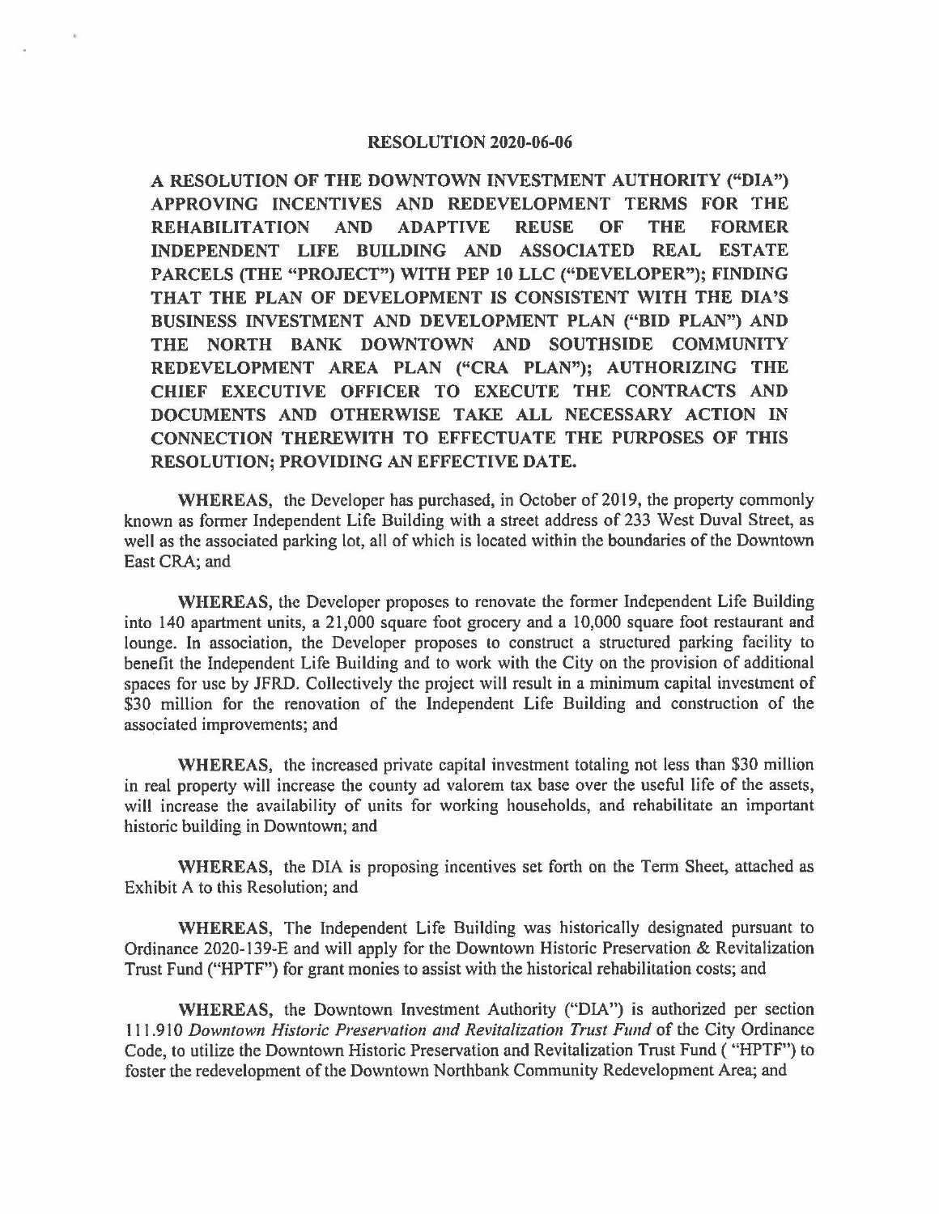# RESOLUTION 2020-06-06

**A RESOLUTION OF THE DOWNTOWN INVESTMENT AUTHORITY ("DIA") APPROVING INCENTIVES AND REDEVELOPMENT TERMS FOR THE REHABILITATION AND ADAPTIVE REUSE OF THE FORMER INDEPENDENT LIFE BUILDING AND ASSOCIATED REAL ESTATE PARCELS (THE "PROJECT") WITH PEP 10 LLC ("DEVELOPER"); FINDING THAT THE PLAN OF DEVELOPMENT IS CONSISTENT WITH THE DIA'S BUSINESS INVESTMENT AND DEVELOPMENT PLAN ("BID PLAN") AND THE NORTH BANK DOWNTOWN AND SOUTHSIDE COMMUNITY REDEVELOPMENT AREA PLAN ("CRA PLAN"); AUTHORIZING THE CHIEF EXECUTIVE OFFICER TO EXECUTE THE CONTRACTS AND DOCUMENTS AND OTHERWISE TAKE ALL NECESSARY ACTION IN CONNECTION THEREWITH TO EFFECTUATE THE PURPOSES OF THIS RESOLUTION; PROVIDING AN EFFECTIVE DATE.**

**WHEREAS,** the Developer has purchased, in October of 2019, the property commonly known as former Independent Life Building with a street address of 233 West Duval Street, as well as the associated parking lot, all of which is located within the boundaries of the Downtown East CRA; and

**WHEREAS,** the Developer proposes to renovate the former Independent Life Building into 140 apartment units, a 21,000 square foot grocery and a 10,000 square foot restaurant and lounge. In association, the Developer proposes to construct a structured parking facility to benefit the Independent Life Building and to work with the City on the provision of additional spaces for use by JFRD. Collectively the project will result in a minimum capital investment of $30 million for the renovation of the Independent Life Building and construction of the associated improvements; and

**WHEREAS,** the increased private capital investment totaling not less than $30 million in real property will increase the county ad valorem tax base over the useful life of the assets, will increase the availability of units for working households, and rehabilitate an important historic building in Downtown; and

**WHEREAS,** the DIA is proposing incentives set forth on the Term Sheet, attached as Exhibit A to this Resolution; and

**WHEREAS,** The Independent Life Building was historically designated pursuant to Ordinance 2020-139-E and will apply for the Downtown Historic Preservation & Revitalization Trust Fund ("HPTF") for grant monies to assist with the historical rehabilitation costs; and

**WHEREAS,** the Downtown Investment Authority ("DIA") is authorized per section 111.910 *Downtown Historic Preservation and Revitalization Trust Fund* of the City Ordinance Code, to utilize the Downtown Historic Preservation and Revitalization Trust Fund ( "HPTF") to foster the redevelopment of the Downtown Northbank Community Redevelopment Area; and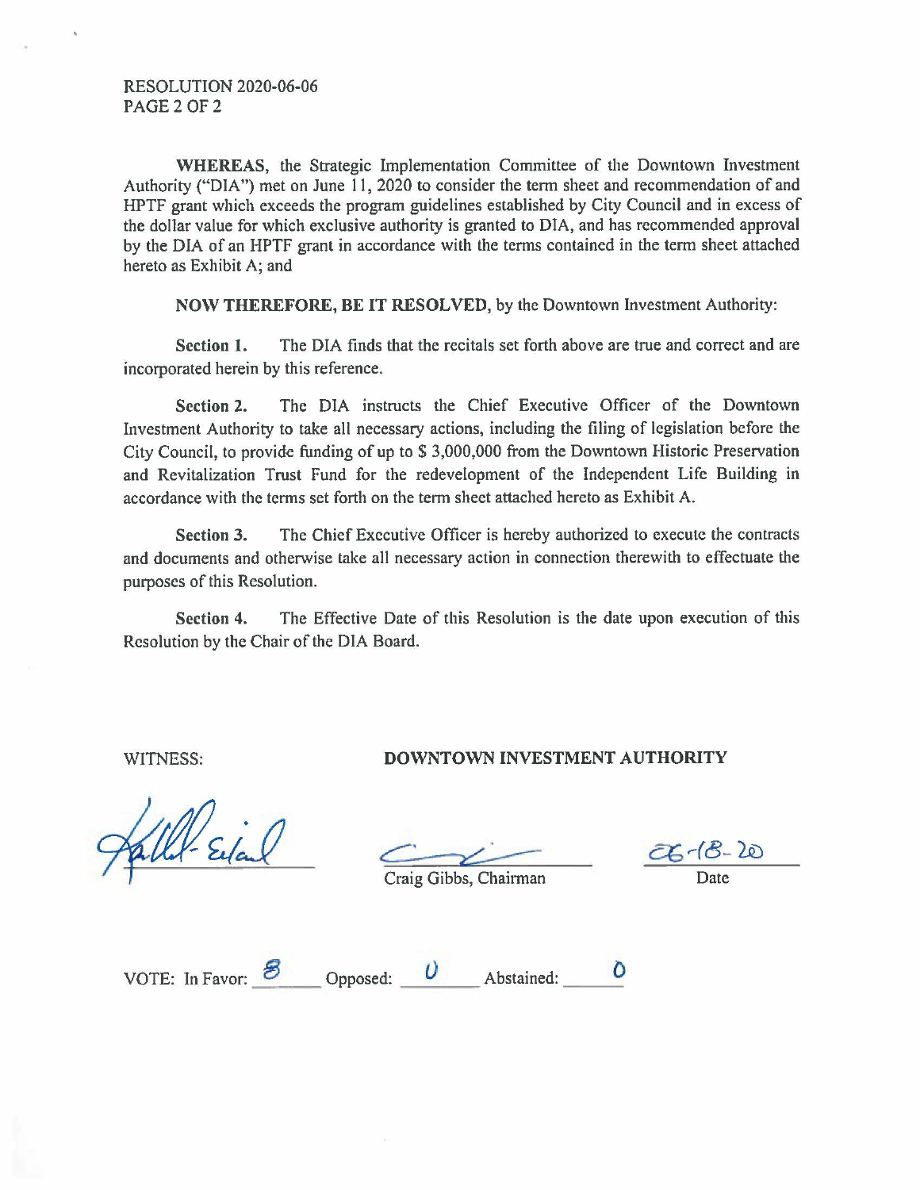RESOLUTION 2020-06-06

**WHEREAS**, the Strategic Implementation Committee of the Downtown Investment Authority ("DIA") met on June 11, 2020 to consider the term sheet and recommendation of and HPTF grant which exceeds the program guidelines established by City Council and in excess of the dollar value for which exclusive authority is granted to DIA, and has recommended approval by the DIA of an HPTF grant in accordance with the terms contained in the term sheet attached hereto as Exhibit A; and

**NOW THEREFORE, BE IT RESOLVED**, by the Downtown Investment Authority:

**Section 1.** The DIA finds that the recitals set forth above are true and correct and are incorporated herein by this reference.

**Section 2.** The DIA instructs the Chief Executive Officer of the Downtown Investment Authority to take all necessary actions, including the filing of legislation before the City Council, to provide funding of up to $ 3,000,000 from the Downtown Historic Preservation and Revitalization Trust Fund for the redevelopment of the Independent Life Building in accordance with the terms set forth on the term sheet attached hereto as Exhibit A.

**Section 3.** The Chief Executive Officer is hereby authorized to execute the contracts and documents and otherwise take all necessary action in connection therewith to effectuate the purposes of this Resolution.

**Section 4.** The Effective Date of this Resolution is the date upon execution of this Resolution by the Chair of the DIA Board.

WITNESS: **DOWNTOWN INVESTMENT AUTHORITY**

Craig Gibbs, Chairman

06-18-20
Date

VOTE: In Favor: 8 Opposed: 0 Abstained: 0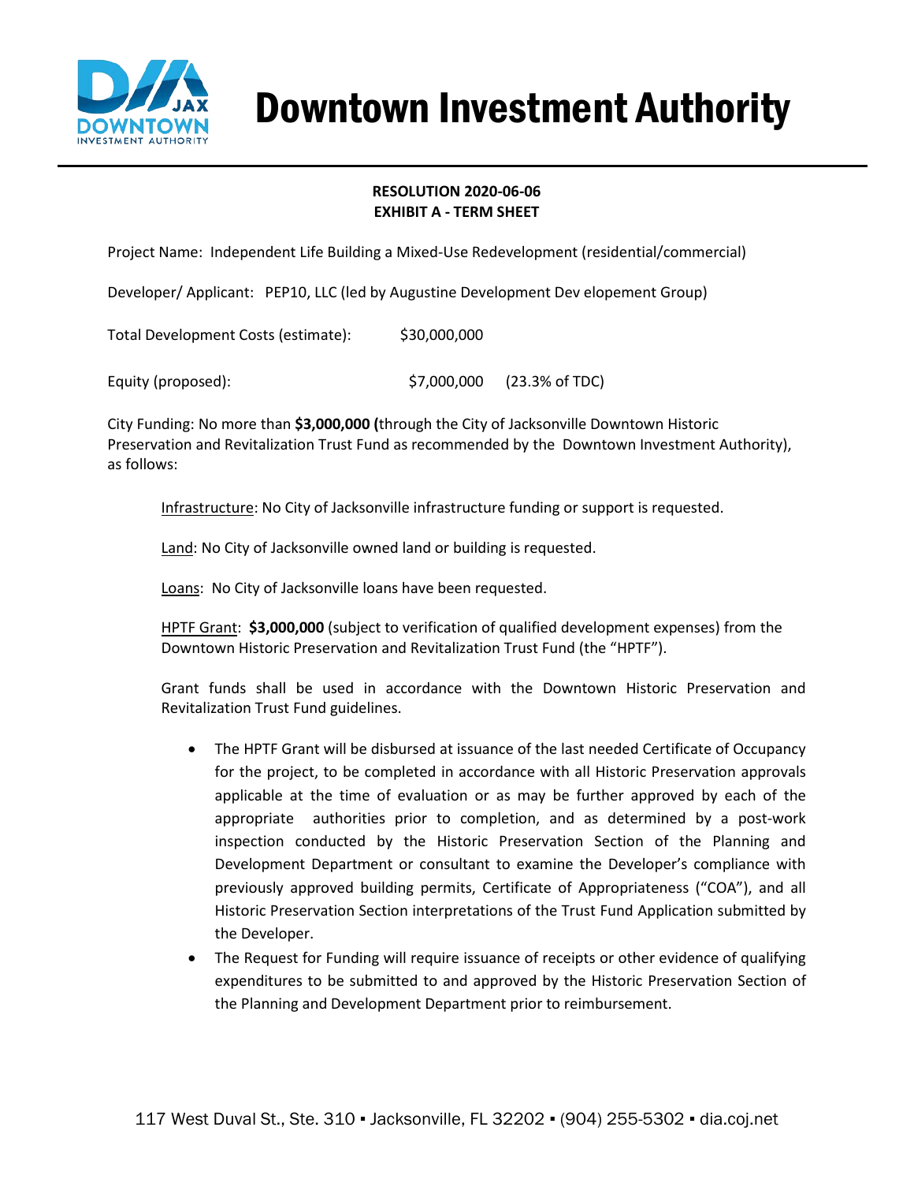# Downtown Investment Authority

**RESOLUTION 2020-06-06**
**EXHIBIT A - TERM SHEET**

Project Name: Independent Life Building a Mixed-Use Redevelopment (residential/commercial)

Developer/ Applicant: PEP10, LLC (led by Augustine Development Dev elopement Group)

Total Development Costs (estimate): $30,000,000

Equity (proposed): $7,000,000 (23.3% of TDC)

City Funding: No more than **$3,000,000 (**through the City of Jacksonville Downtown Historic Preservation and Revitalization Trust Fund as recommended by the Downtown Investment Authority), as follows:

Infrastructure: No City of Jacksonville infrastructure funding or support is requested.

Land: No City of Jacksonville owned land or building is requested.

Loans: No City of Jacksonville loans have been requested.

HPTF Grant: **$3,000,000** (subject to verification of qualified development expenses) from the Downtown Historic Preservation and Revitalization Trust Fund (the "HPTF").

Grant funds shall be used in accordance with the Downtown Historic Preservation and Revitalization Trust Fund guidelines.

- The HPTF Grant will be disbursed at issuance of the last needed Certificate of Occupancy for the project, to be completed in accordance with all Historic Preservation approvals applicable at the time of evaluation or as may be further approved by each of the appropriate authorities prior to completion, and as determined by a post-work inspection conducted by the Historic Preservation Section of the Planning and Development Department or consultant to examine the Developer's compliance with previously approved building permits, Certificate of Appropriateness ("COA"), and all Historic Preservation Section interpretations of the Trust Fund Application submitted by the Developer.
- The Request for Funding will require issuance of receipts or other evidence of qualifying expenditures to be submitted to and approved by the Historic Preservation Section of the Planning and Development Department prior to reimbursement.

117 West Duval St., Ste. 310 ▪ Jacksonville, FL 32202 ▪ (904) 255-5302 ▪ dia.coj.net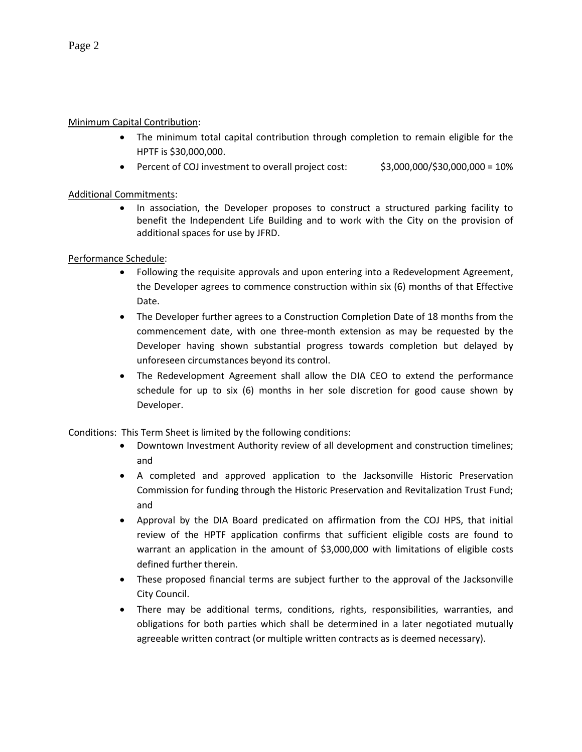Minimum Capital Contribution:

- The minimum total capital contribution through completion to remain eligible for the HPTF is $30,000,000.
- Percent of COJ investment to overall project cost: $3,000,000/$30,000,000 = 10%

Additional Commitments:

- In association, the Developer proposes to construct a structured parking facility to benefit the Independent Life Building and to work with the City on the provision of additional spaces for use by JFRD.

Performance Schedule:

- Following the requisite approvals and upon entering into a Redevelopment Agreement, the Developer agrees to commence construction within six (6) months of that Effective Date.
- The Developer further agrees to a Construction Completion Date of 18 months from the commencement date, with one three-month extension as may be requested by the Developer having shown substantial progress towards completion but delayed by unforeseen circumstances beyond its control.
- The Redevelopment Agreement shall allow the DIA CEO to extend the performance schedule for up to six (6) months in her sole discretion for good cause shown by Developer.

Conditions: This Term Sheet is limited by the following conditions:

- Downtown Investment Authority review of all development and construction timelines; and
- A completed and approved application to the Jacksonville Historic Preservation Commission for funding through the Historic Preservation and Revitalization Trust Fund; and
- Approval by the DIA Board predicated on affirmation from the COJ HPS, that initial review of the HPTF application confirms that sufficient eligible costs are found to warrant an application in the amount of $3,000,000 with limitations of eligible costs defined further therein.
- These proposed financial terms are subject further to the approval of the Jacksonville City Council.
- There may be additional terms, conditions, rights, responsibilities, warranties, and obligations for both parties which shall be determined in a later negotiated mutually agreeable written contract (or multiple written contracts as is deemed necessary).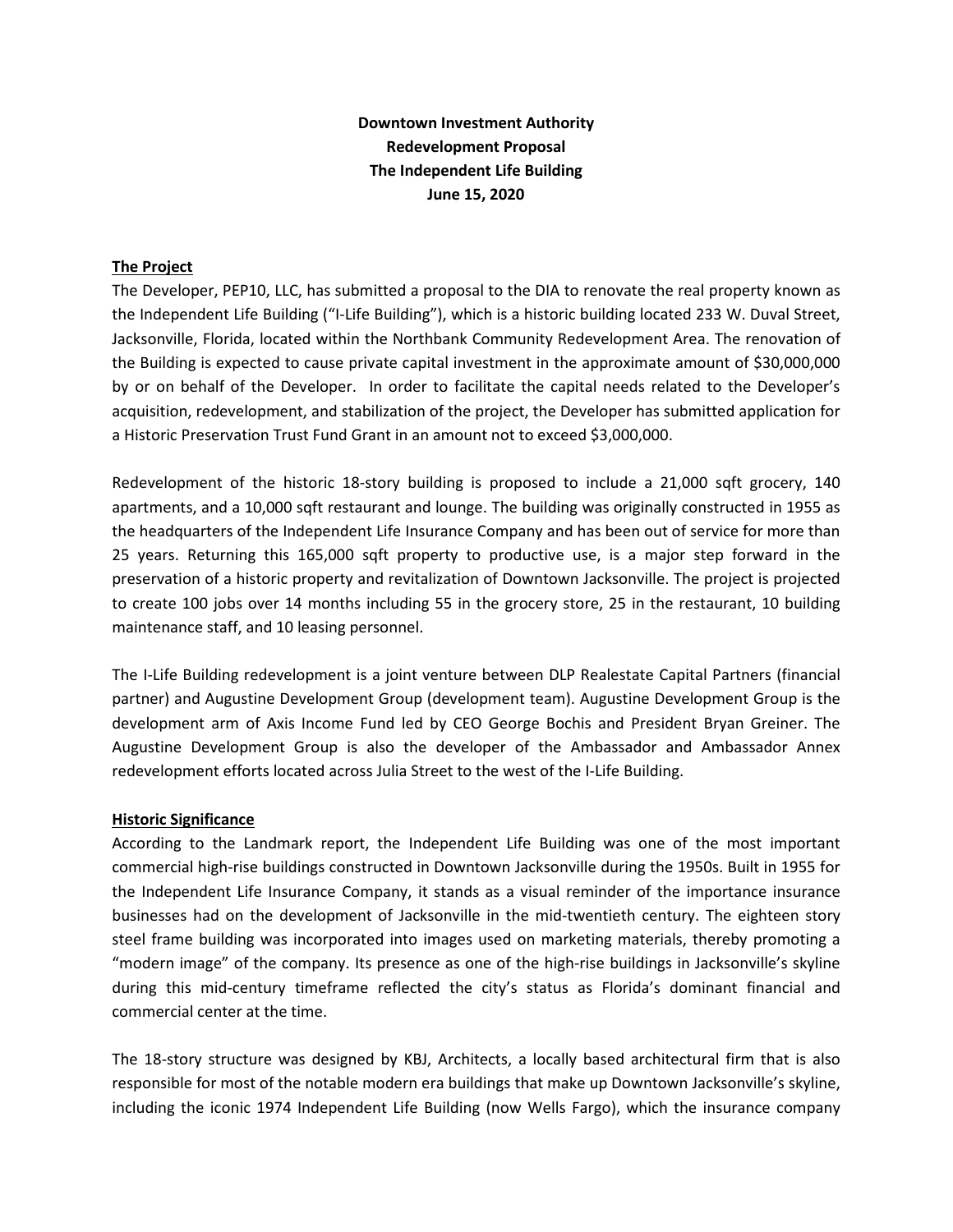**Downtown Investment Authority**
**Redevelopment Proposal**
**The Independent Life Building**
**June 15, 2020**

## The Project

The Developer, PEP10, LLC, has submitted a proposal to the DIA to renovate the real property known as the Independent Life Building ("I-Life Building"), which is a historic building located 233 W. Duval Street, Jacksonville, Florida, located within the Northbank Community Redevelopment Area. The renovation of the Building is expected to cause private capital investment in the approximate amount of $30,000,000 by or on behalf of the Developer. In order to facilitate the capital needs related to the Developer's acquisition, redevelopment, and stabilization of the project, the Developer has submitted application for a Historic Preservation Trust Fund Grant in an amount not to exceed $3,000,000.

Redevelopment of the historic 18-story building is proposed to include a 21,000 sqft grocery, 140 apartments, and a 10,000 sqft restaurant and lounge. The building was originally constructed in 1955 as the headquarters of the Independent Life Insurance Company and has been out of service for more than 25 years. Returning this 165,000 sqft property to productive use, is a major step forward in the preservation of a historic property and revitalization of Downtown Jacksonville. The project is projected to create 100 jobs over 14 months including 55 in the grocery store, 25 in the restaurant, 10 building maintenance staff, and 10 leasing personnel.

The I-Life Building redevelopment is a joint venture between DLP Realestate Capital Partners (financial partner) and Augustine Development Group (development team). Augustine Development Group is the development arm of Axis Income Fund led by CEO George Bochis and President Bryan Greiner. The Augustine Development Group is also the developer of the Ambassador and Ambassador Annex redevelopment efforts located across Julia Street to the west of the I-Life Building.

## Historic Significance

According to the Landmark report, the Independent Life Building was one of the most important commercial high-rise buildings constructed in Downtown Jacksonville during the 1950s. Built in 1955 for the Independent Life Insurance Company, it stands as a visual reminder of the importance insurance businesses had on the development of Jacksonville in the mid-twentieth century. The eighteen story steel frame building was incorporated into images used on marketing materials, thereby promoting a "modern image" of the company. Its presence as one of the high-rise buildings in Jacksonville's skyline during this mid-century timeframe reflected the city's status as Florida's dominant financial and commercial center at the time.

The 18-story structure was designed by KBJ, Architects, a locally based architectural firm that is also responsible for most of the notable modern era buildings that make up Downtown Jacksonville's skyline, including the iconic 1974 Independent Life Building (now Wells Fargo), which the insurance company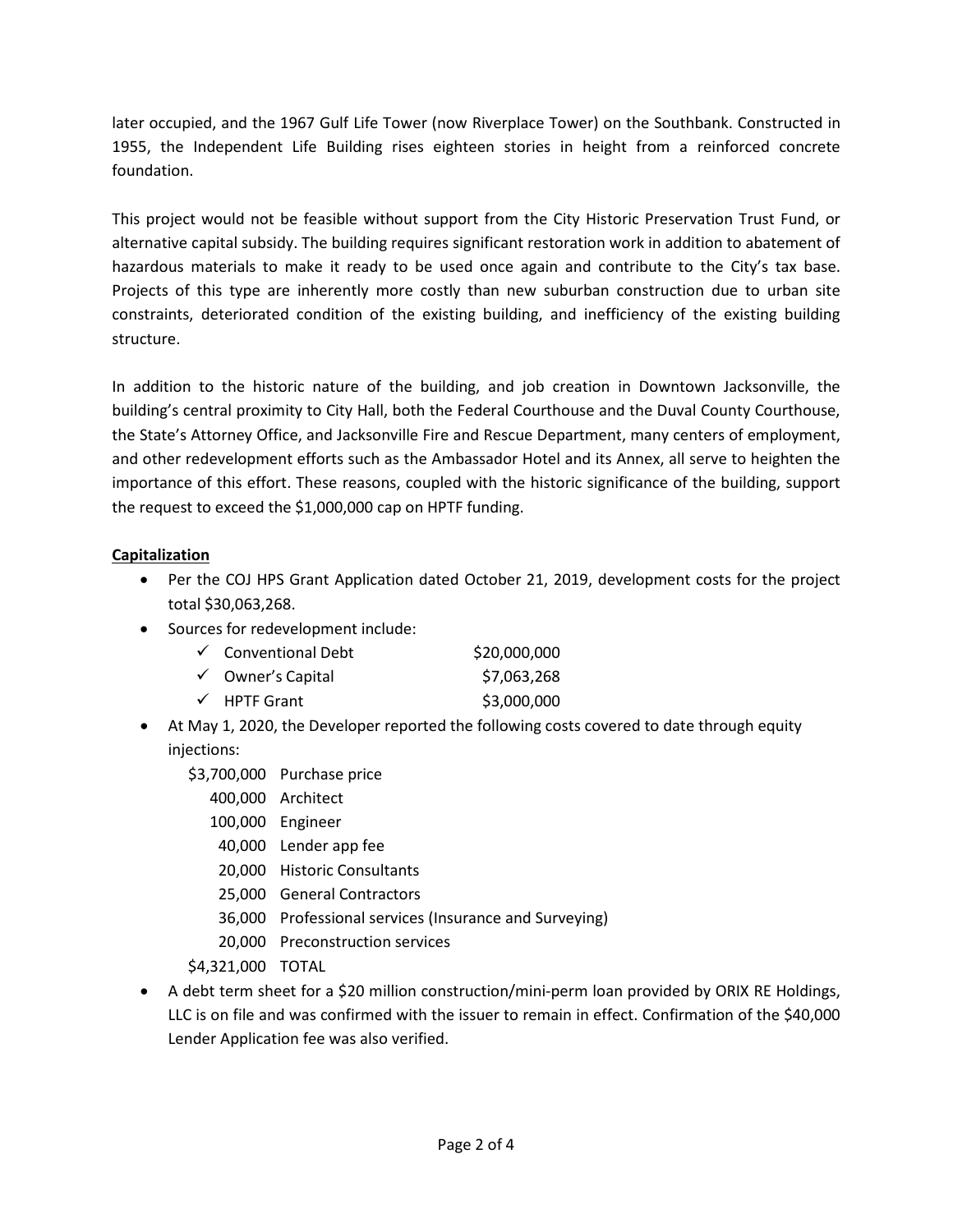later occupied, and the 1967 Gulf Life Tower (now Riverplace Tower) on the Southbank. Constructed in 1955, the Independent Life Building rises eighteen stories in height from a reinforced concrete foundation.

This project would not be feasible without support from the City Historic Preservation Trust Fund, or alternative capital subsidy. The building requires significant restoration work in addition to abatement of hazardous materials to make it ready to be used once again and contribute to the City's tax base. Projects of this type are inherently more costly than new suburban construction due to urban site constraints, deteriorated condition of the existing building, and inefficiency of the existing building structure.

In addition to the historic nature of the building, and job creation in Downtown Jacksonville, the building's central proximity to City Hall, both the Federal Courthouse and the Duval County Courthouse, the State's Attorney Office, and Jacksonville Fire and Rescue Department, many centers of employment, and other redevelopment efforts such as the Ambassador Hotel and its Annex, all serve to heighten the importance of this effort. These reasons, coupled with the historic significance of the building, support the request to exceed the $1,000,000 cap on HPTF funding.

**Capitalization**

- Per the COJ HPS Grant Application dated October 21, 2019, development costs for the project total $30,063,268.
- Sources for redevelopment include:
  - ✓ Conventional Debt $20,000,000
  - ✓ Owner's Capital $7,063,268
  - ✓ HPTF Grant $3,000,000
- At May 1, 2020, the Developer reported the following costs covered to date through equity injections:

| | |
|---|---|
| $3,700,000 | Purchase price |
| 400,000 | Architect |
| 100,000 | Engineer |
| 40,000 | Lender app fee |
| 20,000 | Historic Consultants |
| 25,000 | General Contractors |
| 36,000 | Professional services (Insurance and Surveying) |
| 20,000 | Preconstruction services |
| $4,321,000 | TOTAL |

- A debt term sheet for a $20 million construction/mini-perm loan provided by ORIX RE Holdings, LLC is on file and was confirmed with the issuer to remain in effect. Confirmation of the $40,000 Lender Application fee was also verified.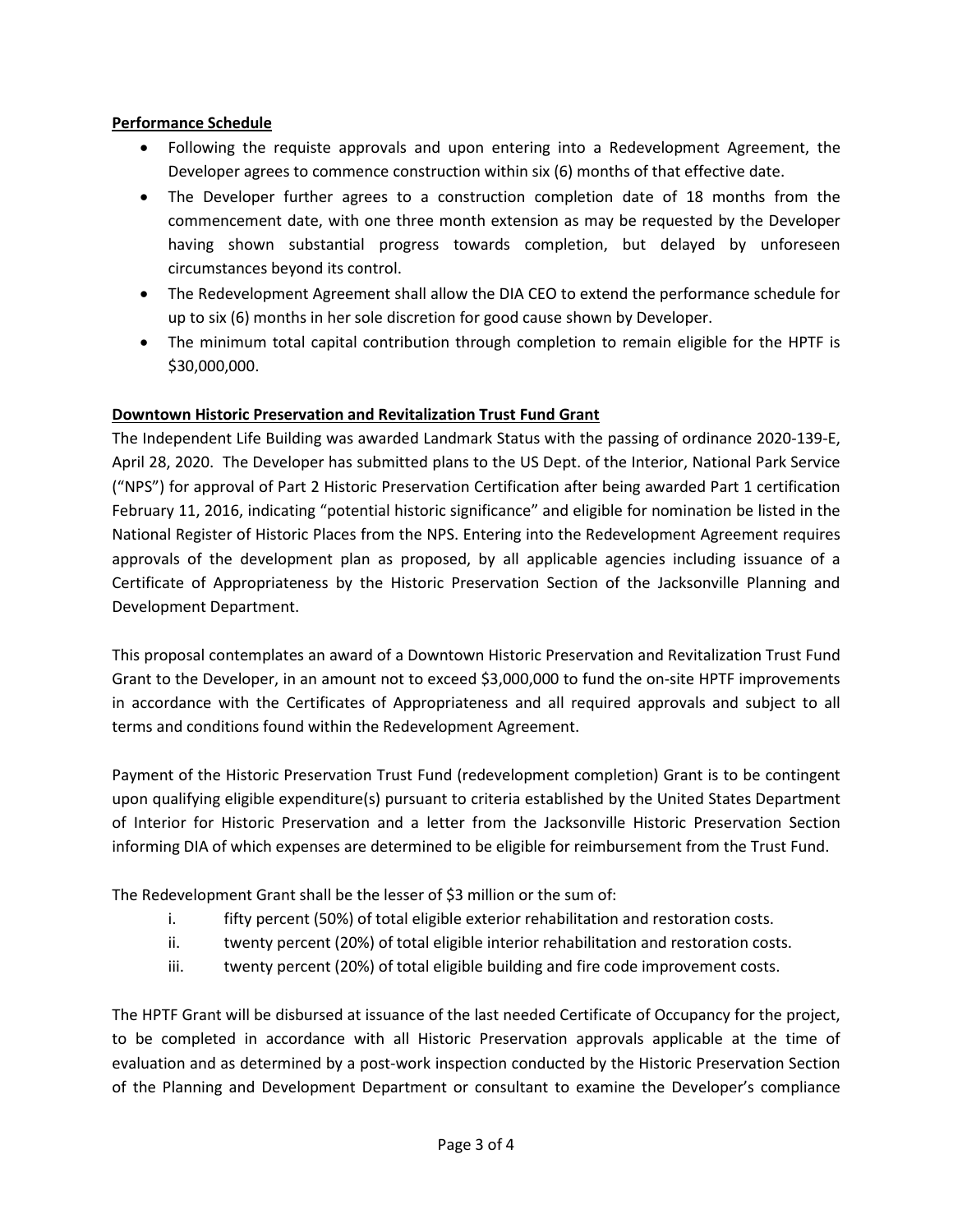**Performance Schedule**

- Following the requiste approvals and upon entering into a Redevelopment Agreement, the Developer agrees to commence construction within six (6) months of that effective date.
- The Developer further agrees to a construction completion date of 18 months from the commencement date, with one three month extension as may be requested by the Developer having shown substantial progress towards completion, but delayed by unforeseen circumstances beyond its control.
- The Redevelopment Agreement shall allow the DIA CEO to extend the performance schedule for up to six (6) months in her sole discretion for good cause shown by Developer.
- The minimum total capital contribution through completion to remain eligible for the HPTF is $30,000,000.

**Downtown Historic Preservation and Revitalization Trust Fund Grant**

The Independent Life Building was awarded Landmark Status with the passing of ordinance 2020-139-E, April 28, 2020. The Developer has submitted plans to the US Dept. of the Interior, National Park Service ("NPS") for approval of Part 2 Historic Preservation Certification after being awarded Part 1 certification February 11, 2016, indicating "potential historic significance" and eligible for nomination be listed in the National Register of Historic Places from the NPS. Entering into the Redevelopment Agreement requires approvals of the development plan as proposed, by all applicable agencies including issuance of a Certificate of Appropriateness by the Historic Preservation Section of the Jacksonville Planning and Development Department.

This proposal contemplates an award of a Downtown Historic Preservation and Revitalization Trust Fund Grant to the Developer, in an amount not to exceed $3,000,000 to fund the on-site HPTF improvements in accordance with the Certificates of Appropriateness and all required approvals and subject to all terms and conditions found within the Redevelopment Agreement.

Payment of the Historic Preservation Trust Fund (redevelopment completion) Grant is to be contingent upon qualifying eligible expenditure(s) pursuant to criteria established by the United States Department of Interior for Historic Preservation and a letter from the Jacksonville Historic Preservation Section informing DIA of which expenses are determined to be eligible for reimbursement from the Trust Fund.

The Redevelopment Grant shall be the lesser of $3 million or the sum of:

i. fifty percent (50%) of total eligible exterior rehabilitation and restoration costs.
ii. twenty percent (20%) of total eligible interior rehabilitation and restoration costs.
iii. twenty percent (20%) of total eligible building and fire code improvement costs.

The HPTF Grant will be disbursed at issuance of the last needed Certificate of Occupancy for the project, to be completed in accordance with all Historic Preservation approvals applicable at the time of evaluation and as determined by a post-work inspection conducted by the Historic Preservation Section of the Planning and Development Department or consultant to examine the Developer's compliance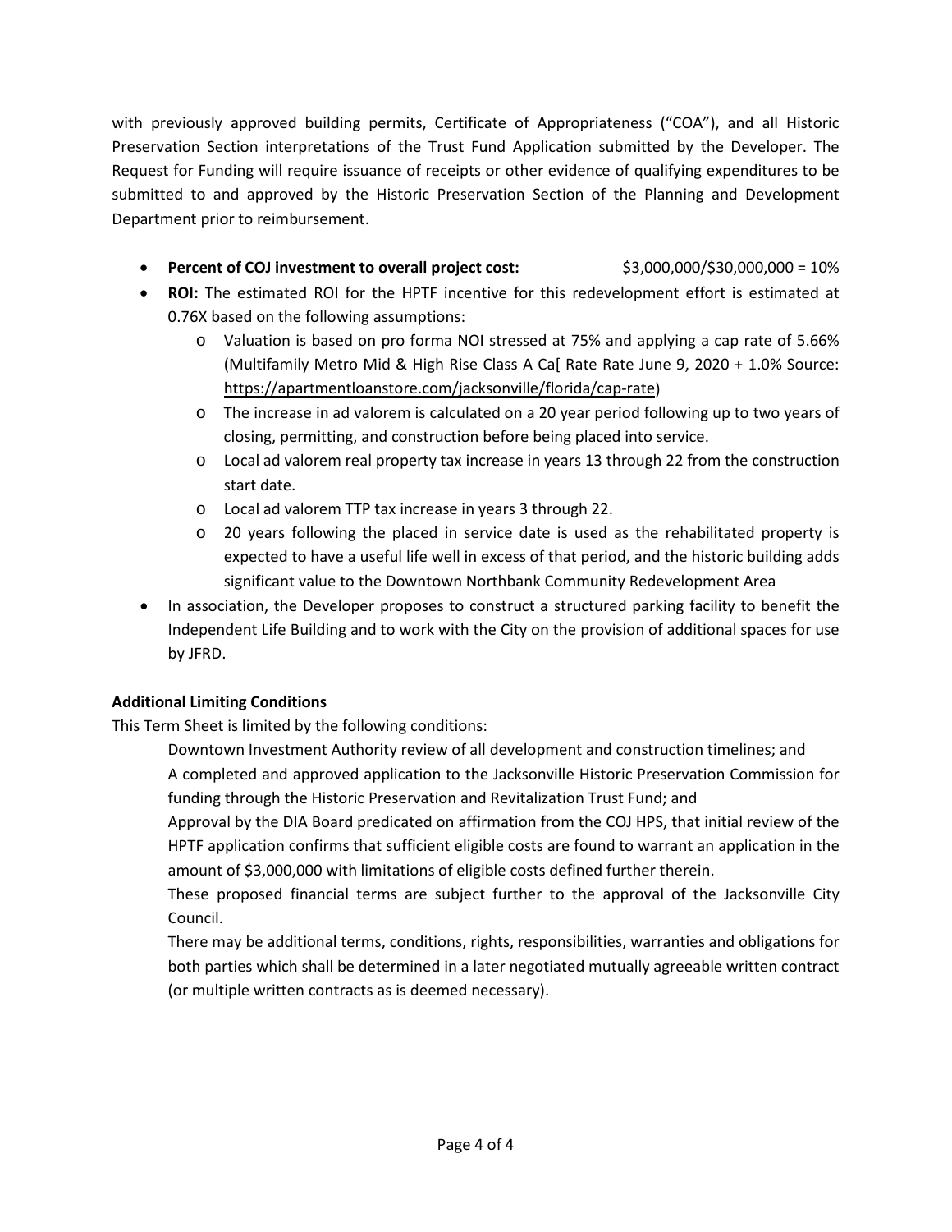with previously approved building permits, Certificate of Appropriateness ("COA"), and all Historic Preservation Section interpretations of the Trust Fund Application submitted by the Developer. The Request for Funding will require issuance of receipts or other evidence of qualifying expenditures to be submitted to and approved by the Historic Preservation Section of the Planning and Development Department prior to reimbursement.

- **Percent of COJ investment to overall project cost:** $3,000,000/$30,000,000 = 10%
- **ROI:** The estimated ROI for the HPTF incentive for this redevelopment effort is estimated at 0.76X based on the following assumptions:
  - Valuation is based on pro forma NOI stressed at 75% and applying a cap rate of 5.66% (Multifamily Metro Mid & High Rise Class A Ca[ Rate Rate June 9, 2020 + 1.0% Source: https://apartmentloanstore.com/jacksonville/florida/cap-rate)
  - The increase in ad valorem is calculated on a 20 year period following up to two years of closing, permitting, and construction before being placed into service.
  - Local ad valorem real property tax increase in years 13 through 22 from the construction start date.
  - Local ad valorem TTP tax increase in years 3 through 22.
  - 20 years following the placed in service date is used as the rehabilitated property is expected to have a useful life well in excess of that period, and the historic building adds significant value to the Downtown Northbank Community Redevelopment Area
- In association, the Developer proposes to construct a structured parking facility to benefit the Independent Life Building and to work with the City on the provision of additional spaces for use by JFRD.

**Additional Limiting Conditions**

This Term Sheet is limited by the following conditions:

Downtown Investment Authority review of all development and construction timelines; and

A completed and approved application to the Jacksonville Historic Preservation Commission for funding through the Historic Preservation and Revitalization Trust Fund; and

Approval by the DIA Board predicated on affirmation from the COJ HPS, that initial review of the HPTF application confirms that sufficient eligible costs are found to warrant an application in the amount of $3,000,000 with limitations of eligible costs defined further therein.

These proposed financial terms are subject further to the approval of the Jacksonville City Council.

There may be additional terms, conditions, rights, responsibilities, warranties and obligations for both parties which shall be determined in a later negotiated mutually agreeable written contract (or multiple written contracts as is deemed necessary).